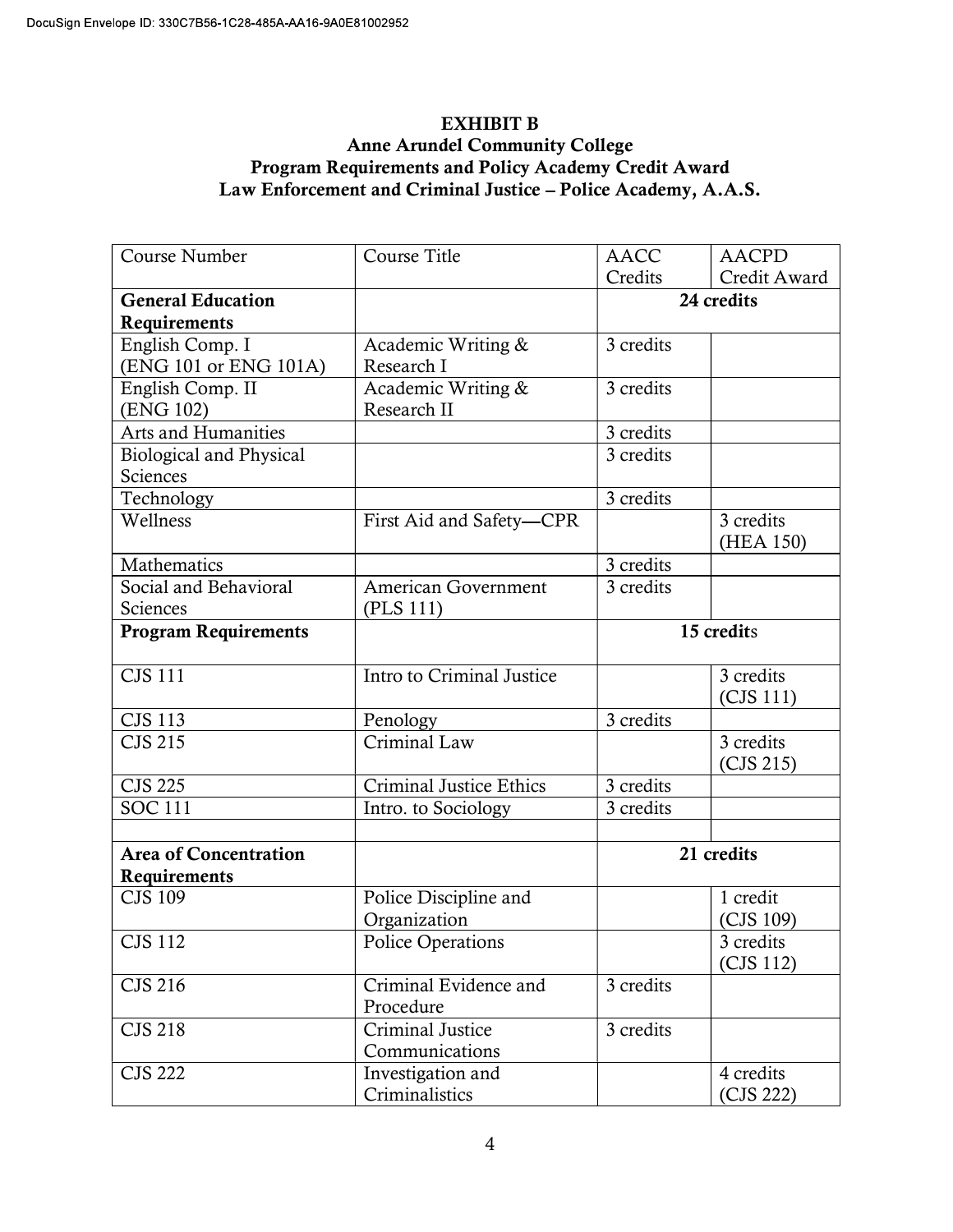**EXHIBIT B**
**Anne Arundel Community College**
**Program Requirements and Policy Academy Credit Award**
**Law Enforcement and Criminal Justice – Police Academy, A.A.S.**

| Course Number | Course Title | AACC Credits | AACPD Credit Award |
|---|---|---|---|
| **General Education Requirements** | | **24 credits** | |
| English Comp. I (ENG 101 or ENG 101A) | Academic Writing & Research I | 3 credits | |
| English Comp. II (ENG 102) | Academic Writing & Research II | 3 credits | |
| Arts and Humanities | | 3 credits | |
| Biological and Physical Sciences | | 3 credits | |
| Technology | | 3 credits | |
| Wellness | First Aid and Safety—CPR | | 3 credits (HEA 150) |
| Mathematics | | 3 credits | |
| Social and Behavioral Sciences | American Government (PLS 111) | 3 credits | |
| **Program Requirements** | | **15 credits** | |
| CJS 111 | Intro to Criminal Justice | | 3 credits (CJS 111) |
| CJS 113 | Penology | 3 credits | |
| CJS 215 | Criminal Law | | 3 credits (CJS 215) |
| CJS 225 | Criminal Justice Ethics | 3 credits | |
| SOC 111 | Intro. to Sociology | 3 credits | |
| | | | |
| **Area of Concentration Requirements** | | **21 credits** | |
| CJS 109 | Police Discipline and Organization | | 1 credit (CJS 109) |
| CJS 112 | Police Operations | | 3 credits (CJS 112) |
| CJS 216 | Criminal Evidence and Procedure | 3 credits | |
| CJS 218 | Criminal Justice Communications | 3 credits | |
| CJS 222 | Investigation and Criminalistics | | 4 credits (CJS 222) |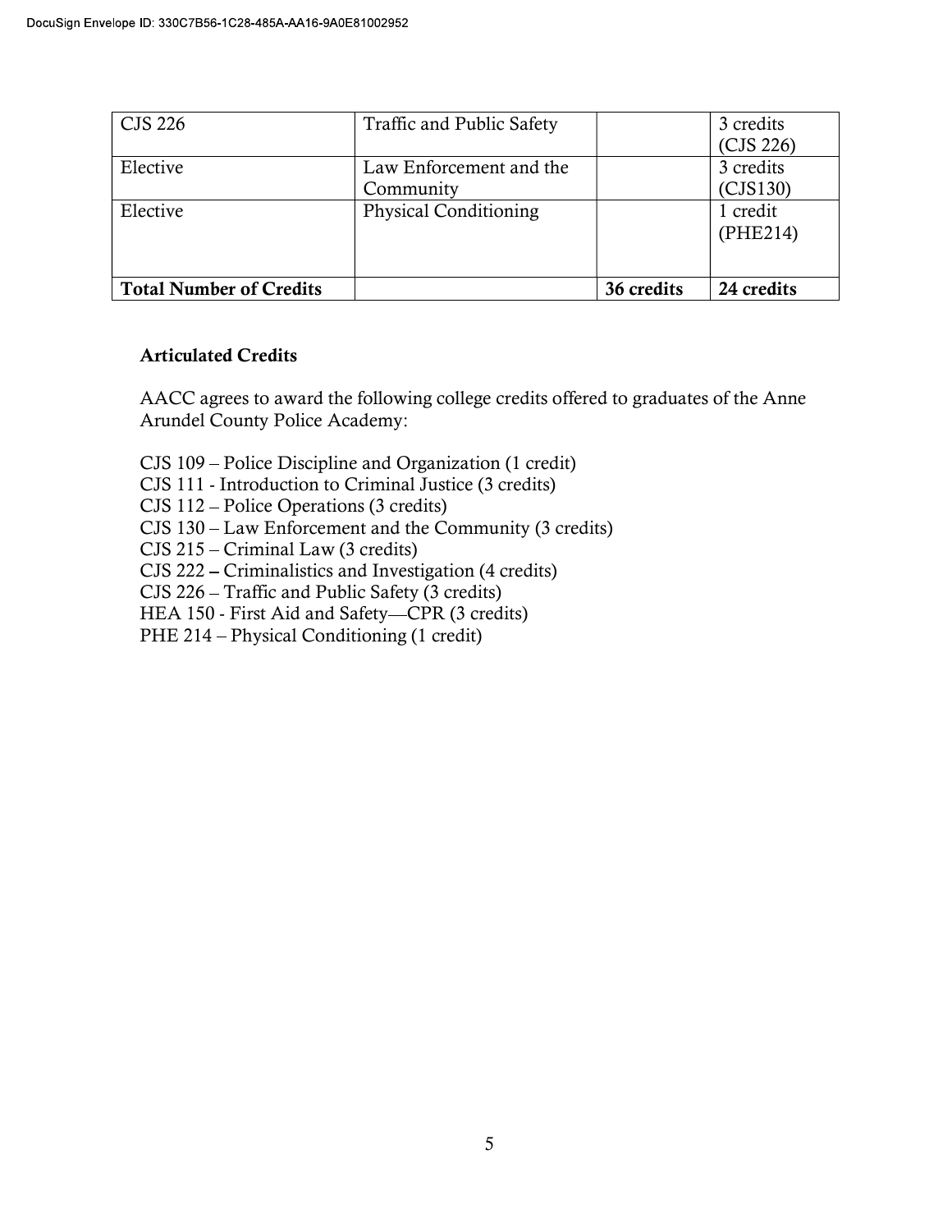| | | | |
|---|---|---|---|
| CJS 226 | Traffic and Public Safety | | 3 credits (CJS 226) |
| Elective | Law Enforcement and the Community | | 3 credits (CJS130) |
| Elective | Physical Conditioning | | 1 credit (PHE214) |
| **Total Number of Credits** | | **36 credits** | **24 credits** |

**Articulated Credits**

AACC agrees to award the following college credits offered to graduates of the Anne Arundel County Police Academy:

CJS 109 – Police Discipline and Organization (1 credit)
CJS 111 - Introduction to Criminal Justice (3 credits)
CJS 112 – Police Operations (3 credits)
CJS 130 – Law Enforcement and the Community (3 credits)
CJS 215 – Criminal Law (3 credits)
CJS 222 – Criminalistics and Investigation (4 credits)
CJS 226 – Traffic and Public Safety (3 credits)
HEA 150 - First Aid and Safety—CPR (3 credits)
PHE 214 – Physical Conditioning (1 credit)